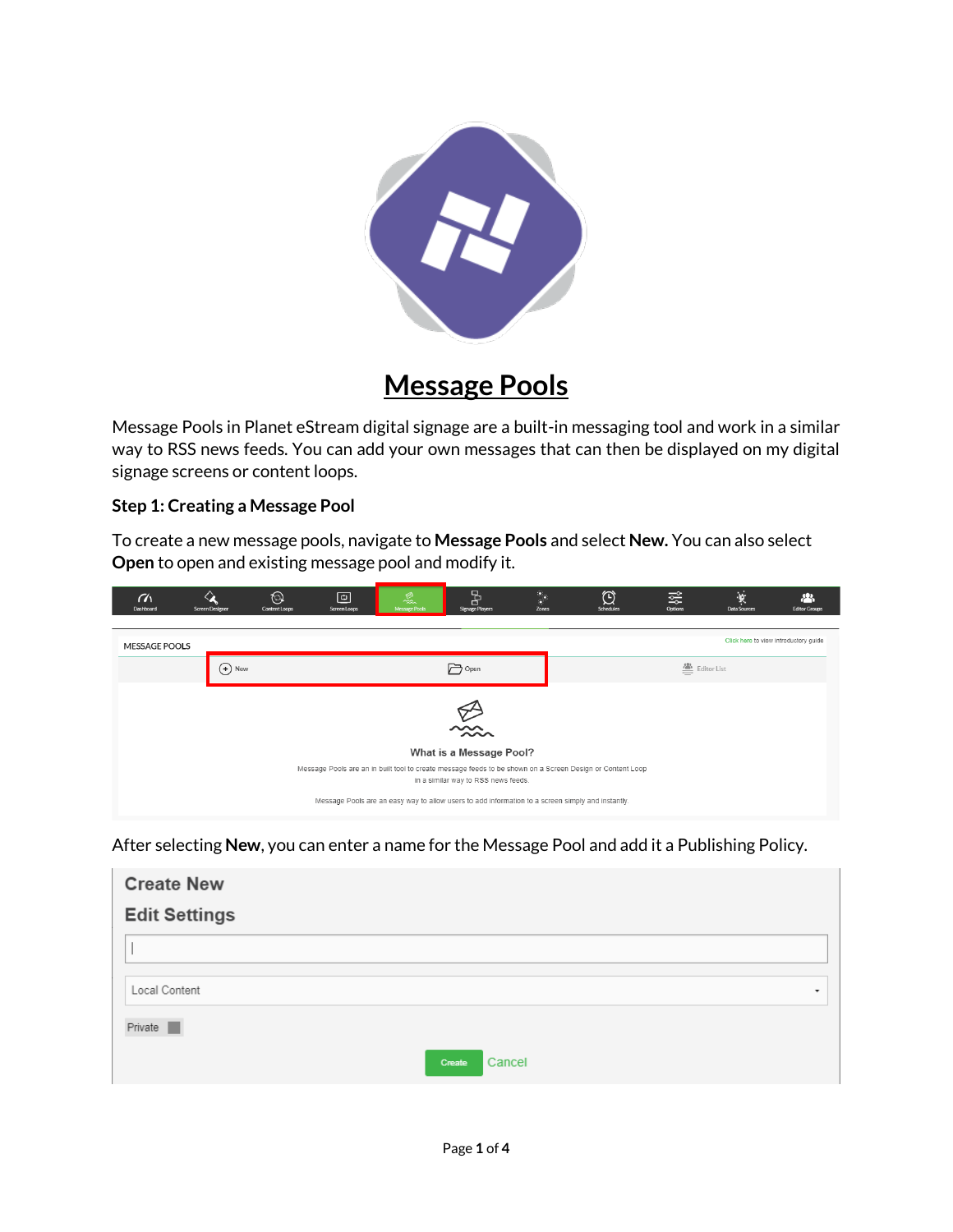# Message Pools

Message Pools in Planet eStream digital signage are a built-in messaging tool and work in a similar way to RSS news feeds. You can add your own messages that can then be displayed on my digital signage screens or content loops.

### Step 1: Creating a Message Pool

To create a new message pools, navigate to **Message Pools** and select **New.** You can also select **Open** to open and existing message pool and modify it.

After selecting **New**, you can enter a name for the Message Pool and add it a Publishing Policy.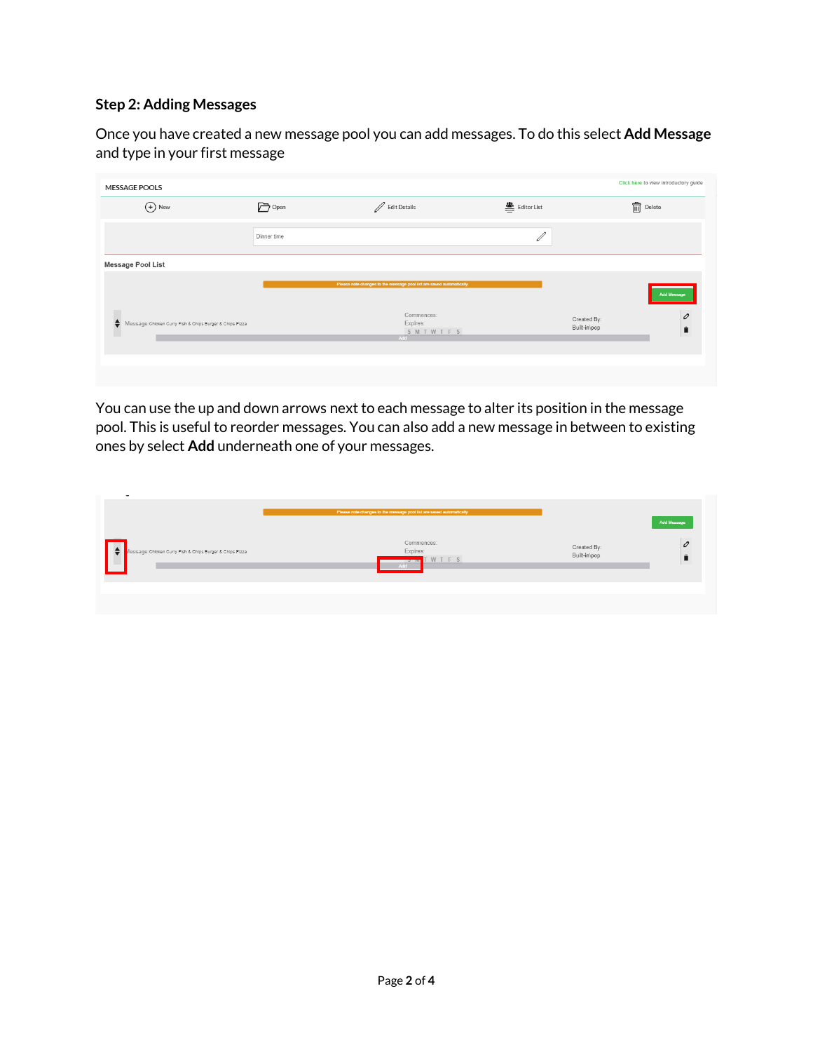### Step 2: Adding Messages

Once you have created a new message pool you can add messages. To do this select **Add Message** and type in your first message

You can use the up and down arrows next to each message to alter its position in the message pool. This is useful to reorder messages. You can also add a new message in between to existing ones by select **Add** underneath one of your messages.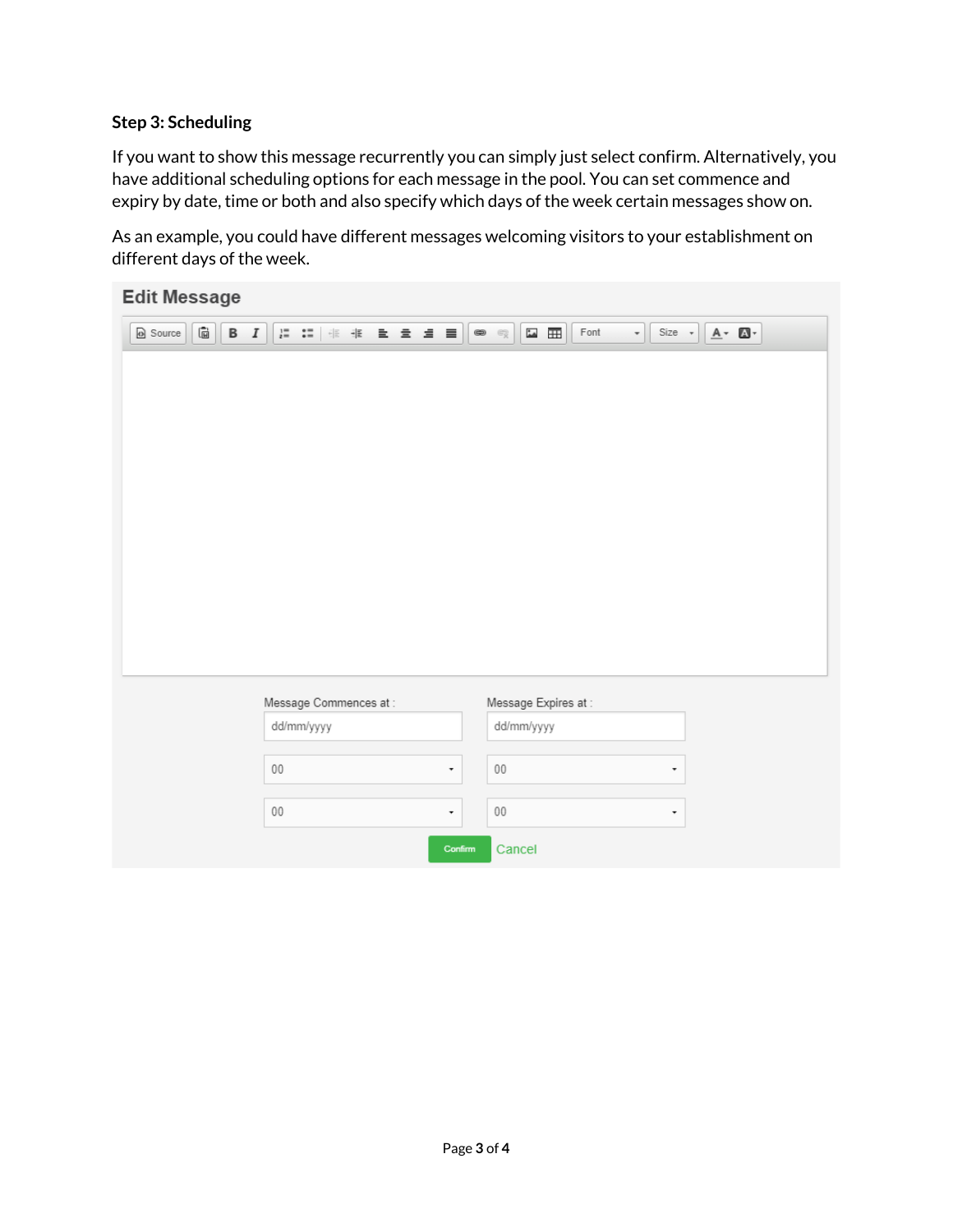### Step 3: Scheduling

If you want to show this message recurrently you can simply just select confirm. Alternatively, you have additional scheduling options for each message in the pool. You can set commence and expiry by date, time or both and also specify which days of the week certain messages show on.

As an example, you could have different messages welcoming visitors to your establishment on different days of the week.

**Edit Message**

Source | B | I | Font | Size

Message Commences at : dd/mm/yyyy 00 00

Message Expires at : dd/mm/yyyy 00 00

Confirm | Cancel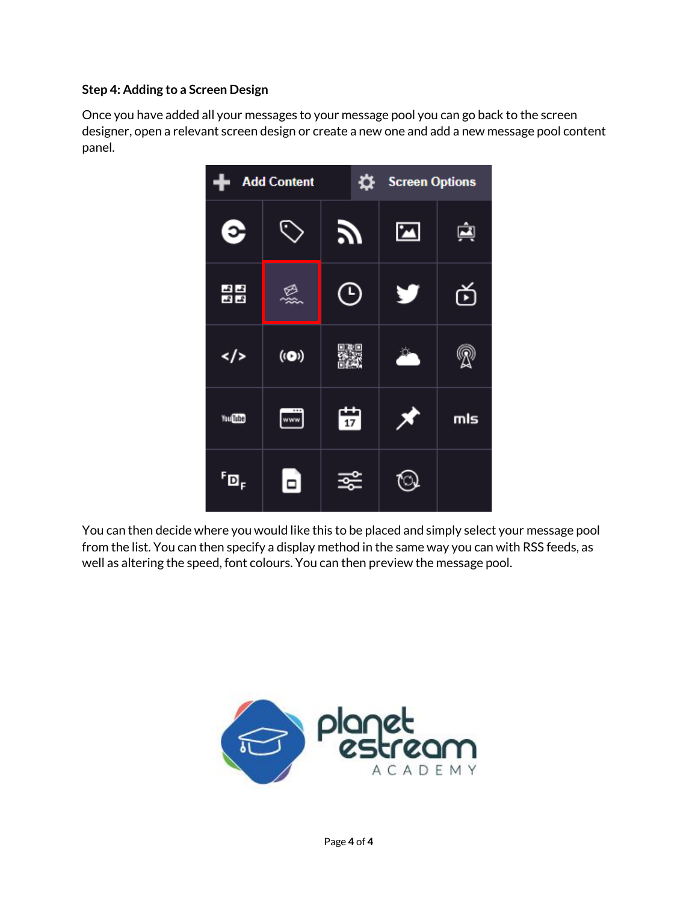**Step 4: Adding to a Screen Design**

Once you have added all your messages to your message pool you can go back to the screen designer, open a relevant screen design or create a new one and add a new message pool content panel.

You can then decide where you would like this to be placed and simply select your message pool from the list. You can then specify a display method in the same way you can with RSS feeds, as well as altering the speed, font colours. You can then preview the message pool.